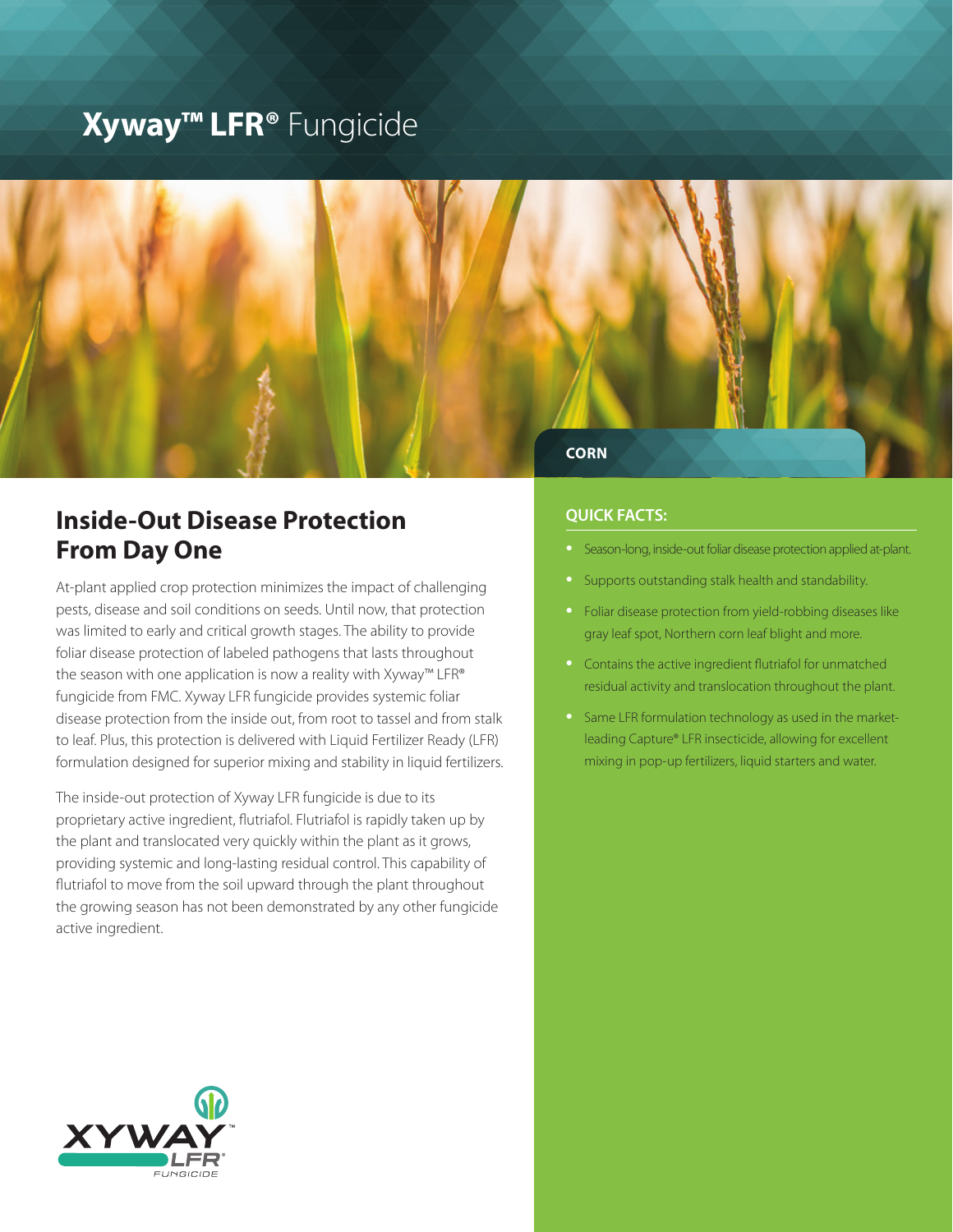# Xyway™ LFR® Fungicide

CORN

## Inside-Out Disease Protection From Day One

At-plant applied crop protection minimizes the impact of challenging pests, disease and soil conditions on seeds. Until now, that protection was limited to early and critical growth stages. The ability to provide foliar disease protection of labeled pathogens that lasts throughout the season with one application is now a reality with Xyway™ LFR® fungicide from FMC. Xyway LFR fungicide provides systemic foliar disease protection from the inside out, from root to tassel and from stalk to leaf. Plus, this protection is delivered with Liquid Fertilizer Ready (LFR) formulation designed for superior mixing and stability in liquid fertilizers.

The inside-out protection of Xyway LFR fungicide is due to its proprietary active ingredient, flutriafol. Flutriafol is rapidly taken up by the plant and translocated very quickly within the plant as it grows, providing systemic and long-lasting residual control. This capability of flutriafol to move from the soil upward through the plant throughout the growing season has not been demonstrated by any other fungicide active ingredient.

XYWAY™ LFR® FUNGICIDE

### QUICK FACTS:

- Season-long, inside-out foliar disease protection applied at-plant.
- Supports outstanding stalk health and standability.
- Foliar disease protection from yield-robbing diseases like gray leaf spot, Northern corn leaf blight and more.
- Contains the active ingredient flutriafol for unmatched residual activity and translocation throughout the plant.
- Same LFR formulation technology as used in the market-leading Capture® LFR insecticide, allowing for excellent mixing in pop-up fertilizers, liquid starters and water.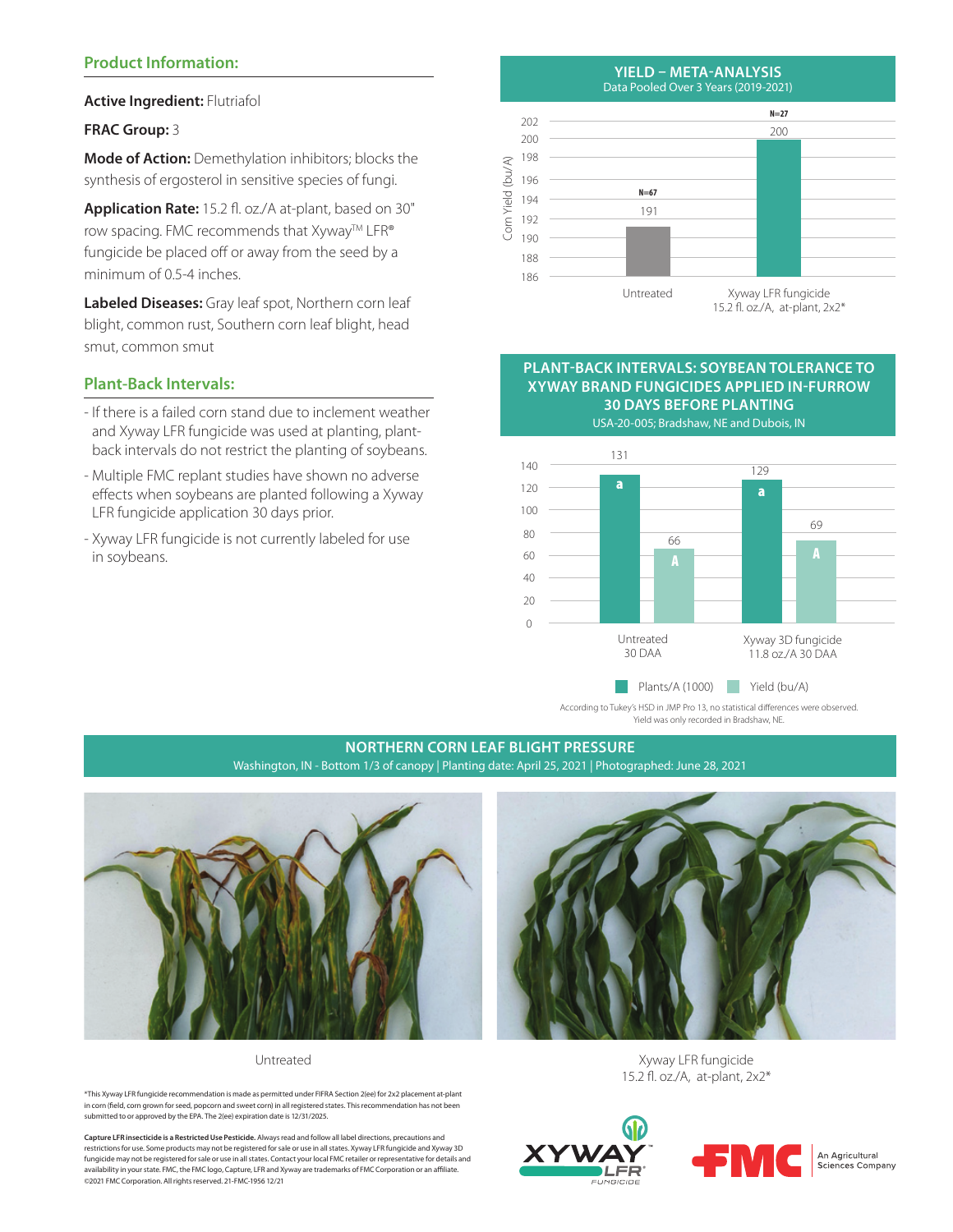## Product Information:

**Active Ingredient:** Flutriafol

**FRAC Group:** 3

**Mode of Action:** Demethylation inhibitors; blocks the synthesis of ergosterol in sensitive species of fungi.

**Application Rate:** 15.2 fl. oz./A at-plant, based on 30" row spacing. FMC recommends that Xyway™ LFR® fungicide be placed off or away from the seed by a minimum of 0.5-4 inches.

**Labeled Diseases:** Gray leaf spot, Northern corn leaf blight, common rust, Southern corn leaf blight, head smut, common smut

## Plant-Back Intervals:

- If there is a failed corn stand due to inclement weather and Xyway LFR fungicide was used at planting, plant-back intervals do not restrict the planting of soybeans.
- Multiple FMC replant studies have shown no adverse effects when soybeans are planted following a Xyway LFR fungicide application 30 days prior.
- Xyway LFR fungicide is not currently labeled for use in soybeans.

### YIELD – META-ANALYSIS

Data Pooled Over 3 Years (2019-2021)

Corn Yield (bu/A)

202
200
198
196
194
192
190
188
186

N=67
191
Untreated

N=27
200
Xyway LFR fungicide
15.2 fl. oz./A, at-plant, 2x2*

### PLANT-BACK INTERVALS: SOYBEAN TOLERANCE TO XYWAY BRAND FUNGICIDES APPLIED IN-FURROW 30 DAYS BEFORE PLANTING

USA-20-005; Bradshaw, NE and Dubois, IN

140
120
100
80
60
40
20
0

Untreated 30 DAA: 131 a; 66 A

Xyway 3D fungicide 11.8 oz./A 30 DAA: 129 a; 69 A

Plants/A (1000) | Yield (bu/A)

According to Tukey's HSD in JMP Pro 13, no statistical differences were observed.
Yield was only recorded in Bradshaw, NE.

### NORTHERN CORN LEAF BLIGHT PRESSURE

Washington, IN - Bottom 1/3 of canopy | Planting date: April 25, 2021 | Photographed: June 28, 2021

Untreated

Xyway LFR fungicide
15.2 fl. oz./A, at-plant, 2x2*

*This Xyway LFR fungicide recommendation is made as permitted under FIFRA Section 2(ee) for 2x2 placement at-plant in corn (field, corn grown for seed, popcorn and sweet corn) in all registered states. This recommendation has not been submitted to or approved by the EPA. The 2(ee) expiration date is 12/31/2025.

**Capture LFR insecticide is a Restricted Use Pesticide.** Always read and follow all label directions, precautions and restrictions for use. Some products may not be registered for sale or use in all states. Xyway LFR fungicide and Xyway 3D fungicide may not be registered for sale or use in all states. Contact your local FMC retailer or representative for details and availability in your state. FMC, the FMC logo, Capture, LFR and Xyway are trademarks of FMC Corporation or an affiliate. ©2021 FMC Corporation. All rights reserved. 21-FMC-1956 12/21

XYWAY LFR® FUNGICIDE

FMC An Agricultural Sciences Company